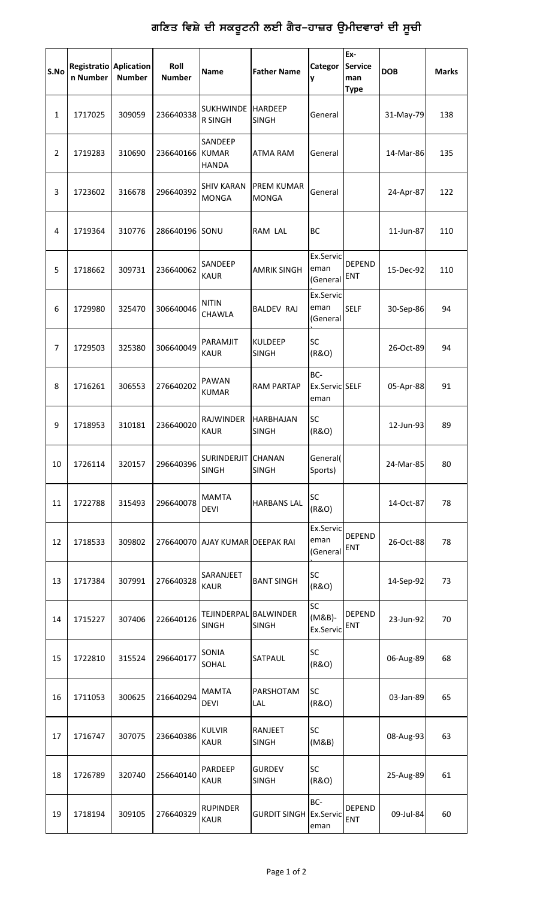# ਗਣਿਤ ਵਿਸ਼ੇ ਦੀ ਸਕਰੂਟਨੀ ਲਈ ਗੈਰ-ਹਾਜ਼ਰ ਉਮੀਦਵਾਰਾਂ ਦੀ ਸੂਚੀ

| S.No | Registration Number | Aplication Number | Roll Number | Name | Father Name | Category | Ex-Serviceman Type | DOB | Marks |
|---|---|---|---|---|---|---|---|---|---|
| 1 | 1717025 | 309059 | 236640338 | SUKHWINDER SINGH | HARDEEP SINGH | General | | 31-May-79 | 138 |
| 2 | 1719283 | 310690 | 236640166 | SANDEEP KUMAR HANDA | ATMA RAM | General | | 14-Mar-86 | 135 |
| 3 | 1723602 | 316678 | 296640392 | SHIV KARAN MONGA | PREM KUMAR MONGA | General | | 24-Apr-87 | 122 |
| 4 | 1719364 | 310776 | 286640196 | SONU | RAM LAL | BC | | 11-Jun-87 | 110 |
| 5 | 1718662 | 309731 | 236640062 | SANDEEP KAUR | AMRIK SINGH | Ex.Serviceman (General | DEPENDENT | 15-Dec-92 | 110 |
| 6 | 1729980 | 325470 | 306640046 | NITIN CHAWLA | BALDEV RAJ | Ex.Serviceman (General | SELF | 30-Sep-86 | 94 |
| 7 | 1729503 | 325380 | 306640049 | PARAMJIT KAUR | KULDEEP SINGH | SC (R&O) | | 26-Oct-89 | 94 |
| 8 | 1716261 | 306553 | 276640202 | PAWAN KUMAR | RAM PARTAP | BC-Ex.Serviceman | SELF | 05-Apr-88 | 91 |
| 9 | 1718953 | 310181 | 236640020 | RAJWINDER KAUR | HARBHAJAN SINGH | SC (R&O) | | 12-Jun-93 | 89 |
| 10 | 1726114 | 320157 | 296640396 | SURINDERJIT SINGH | CHANAN SINGH | General( Sports) | | 24-Mar-85 | 80 |
| 11 | 1722788 | 315493 | 296640078 | MAMTA DEVI | HARBANS LAL | SC (R&O) | | 14-Oct-87 | 78 |
| 12 | 1718533 | 309802 | 276640070 | AJAY KUMAR | DEEPAK RAI | Ex.Serviceman (General | DEPENDENT | 26-Oct-88 | 78 |
| 13 | 1717384 | 307991 | 276640328 | SARANJEET KAUR | BANT SINGH | SC (R&O) | | 14-Sep-92 | 73 |
| 14 | 1715227 | 307406 | 226640126 | TEJINDERPAL SINGH | BALWINDER SINGH | SC (M&B)-Ex.Servic | DEPENDENT | 23-Jun-92 | 70 |
| 15 | 1722810 | 315524 | 296640177 | SONIA SOHAL | SATPAUL | SC (R&O) | | 06-Aug-89 | 68 |
| 16 | 1711053 | 300625 | 216640294 | MAMTA DEVI | PARSHOTAM LAL | SC (R&O) | | 03-Jan-89 | 65 |
| 17 | 1716747 | 307075 | 236640386 | KULVIR KAUR | RANJEET SINGH | SC (M&B) | | 08-Aug-93 | 63 |
| 18 | 1726789 | 320740 | 256640140 | PARDEEP KAUR | GURDEV SINGH | SC (R&O) | | 25-Aug-89 | 61 |
| 19 | 1718194 | 309105 | 276640329 | RUPINDER KAUR | GURDIT SINGH | BC-Ex.Serviceman | DEPENDENT | 09-Jul-84 | 60 |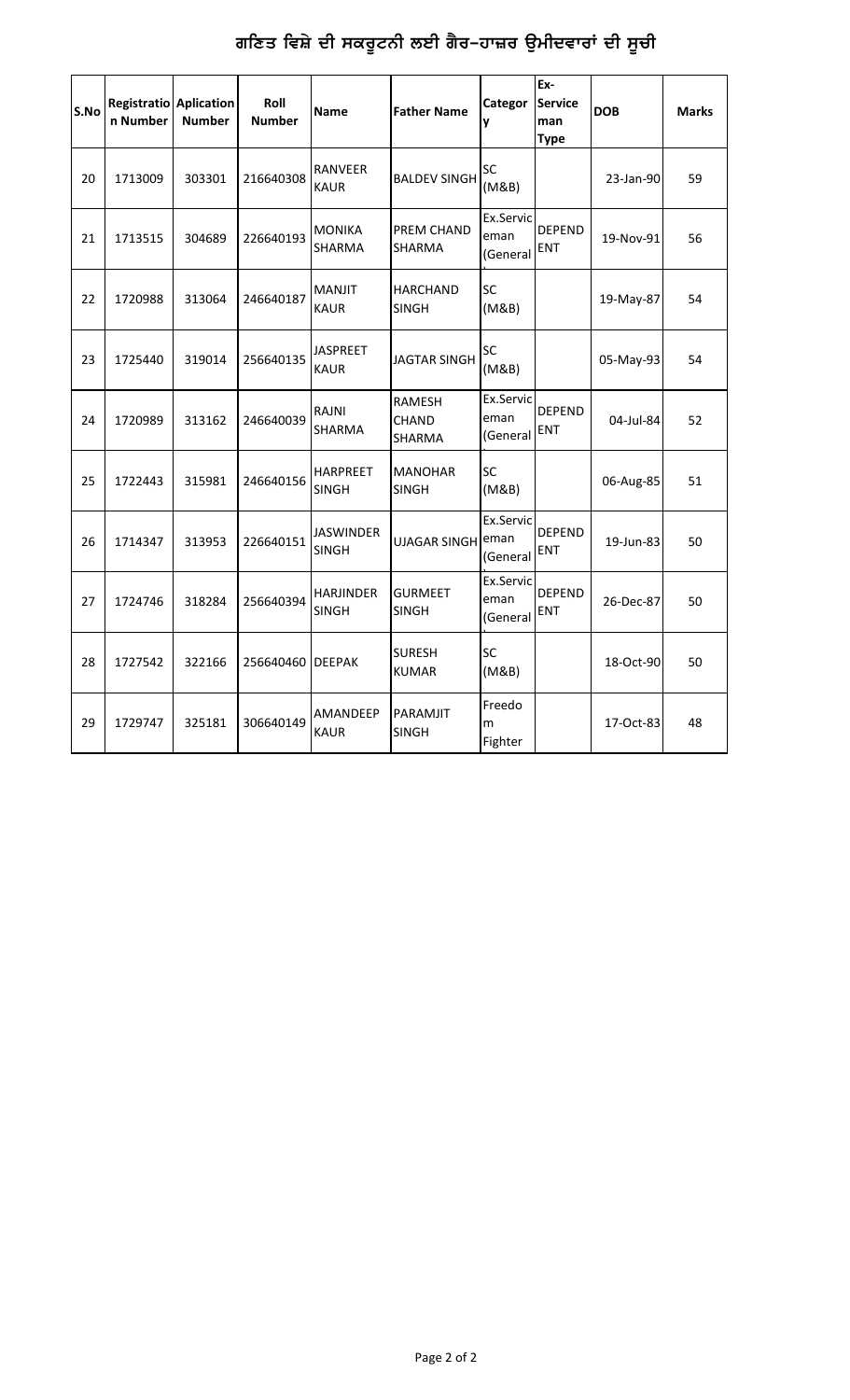# ਗਣਿਤ ਵਿਸ਼ੇ ਦੀ ਸਕਰੂਟਨੀ ਲਈ ਗੈਰ-ਹਾਜ਼ਰ ਉਮੀਦਵਾਰਾਂ ਦੀ ਸੂਚੀ

| S.No | Registration Number | Aplication Number | Roll Number | Name | Father Name | Category | Ex-Service man Type | DOB | Marks |
|---|---|---|---|---|---|---|---|---|---|
| 20 | 1713009 | 303301 | 216640308 | RANVEER KAUR | BALDEV SINGH | SC (M&B) | | 23-Jan-90 | 59 |
| 21 | 1713515 | 304689 | 226640193 | MONIKA SHARMA | PREM CHAND SHARMA | Ex.Serviceman (General) | DEPENDENT | 19-Nov-91 | 56 |
| 22 | 1720988 | 313064 | 246640187 | MANJIT KAUR | HARCHAND SINGH | SC (M&B) | | 19-May-87 | 54 |
| 23 | 1725440 | 319014 | 256640135 | JASPREET KAUR | JAGTAR SINGH | SC (M&B) | | 05-May-93 | 54 |
| 24 | 1720989 | 313162 | 246640039 | RAJNI SHARMA | RAMESH CHAND SHARMA | Ex.Serviceman (General) | DEPENDENT | 04-Jul-84 | 52 |
| 25 | 1722443 | 315981 | 246640156 | HARPREET SINGH | MANOHAR SINGH | SC (M&B) | | 06-Aug-85 | 51 |
| 26 | 1714347 | 313953 | 226640151 | JASWINDER SINGH | UJAGAR SINGH | Ex.Serviceman (General) | DEPENDENT | 19-Jun-83 | 50 |
| 27 | 1724746 | 318284 | 256640394 | HARJINDER SINGH | GURMEET SINGH | Ex.Serviceman (General) | DEPENDENT | 26-Dec-87 | 50 |
| 28 | 1727542 | 322166 | 256640460 | DEEPAK | SURESH KUMAR | SC (M&B) | | 18-Oct-90 | 50 |
| 29 | 1729747 | 325181 | 306640149 | AMANDEEP KAUR | PARAMJIT SINGH | Freedom Fighter | | 17-Oct-83 | 48 |